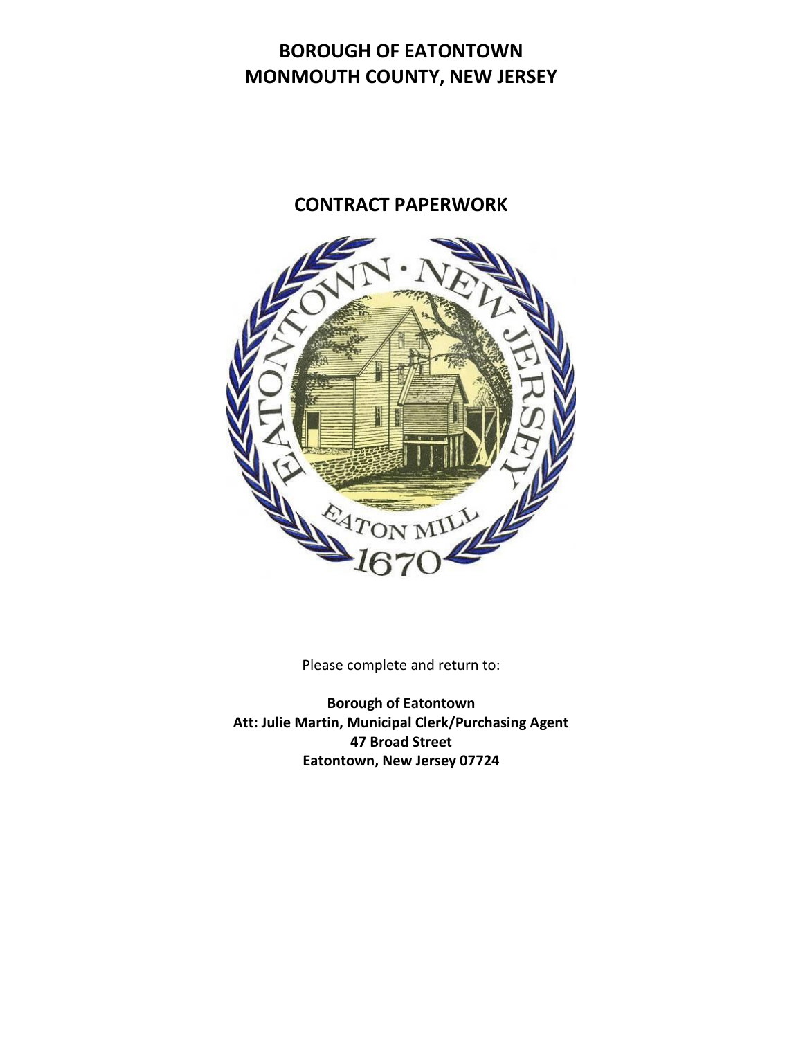# BOROUGH OF EATONTOWN
# MONMOUTH COUNTY, NEW JERSEY

## CONTRACT PAPERWORK

Please complete and return to:

**Borough of Eatontown**
**Att: Julie Martin, Municipal Clerk/Purchasing Agent**
**47 Broad Street**
**Eatontown, New Jersey 07724**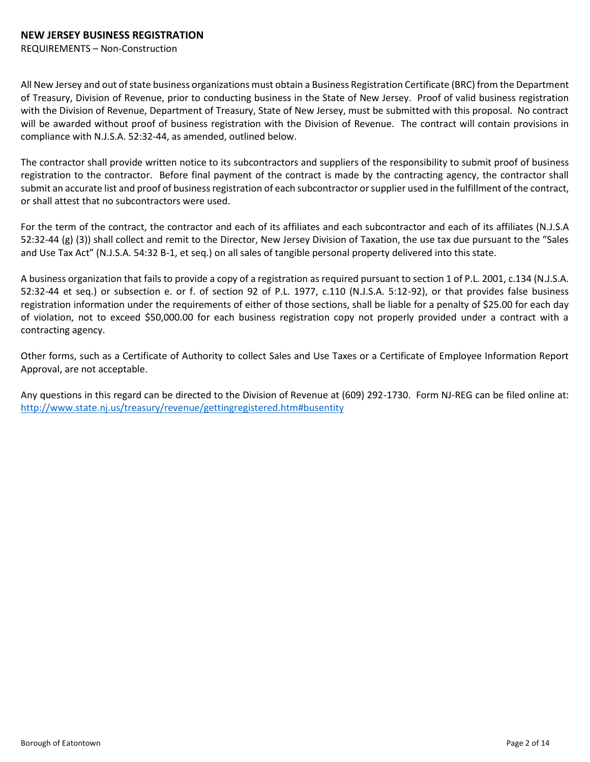**NEW JERSEY BUSINESS REGISTRATION**

REQUIREMENTS – Non-Construction

All New Jersey and out of state business organizations must obtain a Business Registration Certificate (BRC) from the Department of Treasury, Division of Revenue, prior to conducting business in the State of New Jersey. Proof of valid business registration with the Division of Revenue, Department of Treasury, State of New Jersey, must be submitted with this proposal. No contract will be awarded without proof of business registration with the Division of Revenue. The contract will contain provisions in compliance with N.J.S.A. 52:32-44, as amended, outlined below.

The contractor shall provide written notice to its subcontractors and suppliers of the responsibility to submit proof of business registration to the contractor. Before final payment of the contract is made by the contracting agency, the contractor shall submit an accurate list and proof of business registration of each subcontractor or supplier used in the fulfillment of the contract, or shall attest that no subcontractors were used.

For the term of the contract, the contractor and each of its affiliates and each subcontractor and each of its affiliates (N.J.S.A 52:32-44 (g) (3)) shall collect and remit to the Director, New Jersey Division of Taxation, the use tax due pursuant to the "Sales and Use Tax Act" (N.J.S.A. 54:32 B-1, et seq.) on all sales of tangible personal property delivered into this state.

A business organization that fails to provide a copy of a registration as required pursuant to section 1 of P.L. 2001, c.134 (N.J.S.A. 52:32-44 et seq.) or subsection e. or f. of section 92 of P.L. 1977, c.110 (N.J.S.A. 5:12-92), or that provides false business registration information under the requirements of either of those sections, shall be liable for a penalty of $25.00 for each day of violation, not to exceed $50,000.00 for each business registration copy not properly provided under a contract with a contracting agency.

Other forms, such as a Certificate of Authority to collect Sales and Use Taxes or a Certificate of Employee Information Report Approval, are not acceptable.

Any questions in this regard can be directed to the Division of Revenue at (609) 292-1730. Form NJ-REG can be filed online at: [http://www.state.nj.us/treasury/revenue/gettingregistered.htm#busentity](http://www.state.nj.us/treasury/revenue/gettingregistered.htm#busentity)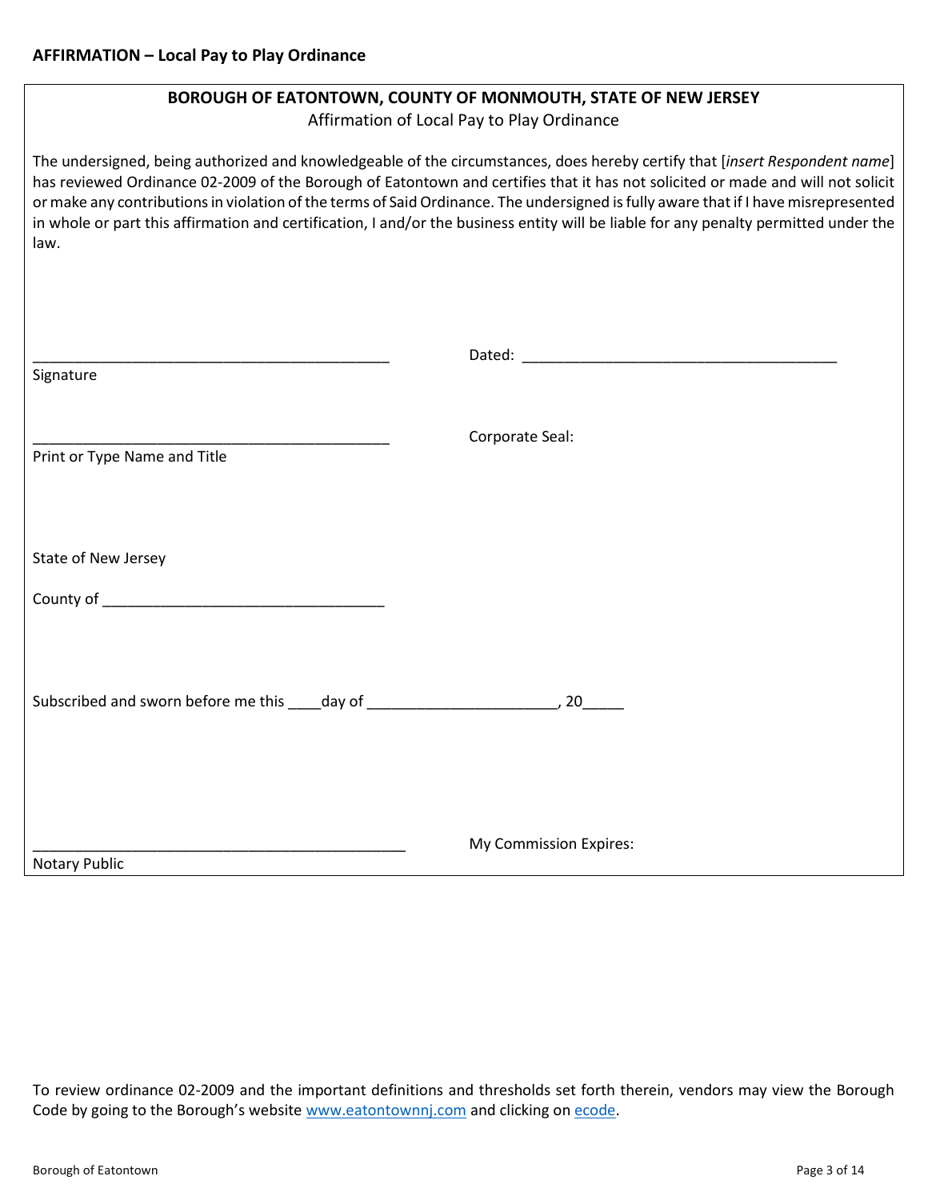## AFFIRMATION – Local Pay to Play Ordinance

**BOROUGH OF EATONTOWN, COUNTY OF MONMOUTH, STATE OF NEW JERSEY**

Affirmation of Local Pay to Play Ordinance

The undersigned, being authorized and knowledgeable of the circumstances, does hereby certify that [*insert Respondent name*] has reviewed Ordinance 02-2009 of the Borough of Eatontown and certifies that it has not solicited or made and will not solicit or make any contributions in violation of the terms of Said Ordinance. The undersigned is fully aware that if I have misrepresented in whole or part this affirmation and certification, I and/or the business entity will be liable for any penalty permitted under the law.

____________________________________________ Dated: ______________________________________

Signature

____________________________________________ Corporate Seal:

Print or Type Name and Title

State of New Jersey

County of __________________________________

Subscribed and sworn before me this ____day of ______________________, 20_____

______________________________________________ My Commission Expires:

Notary Public

To review ordinance 02-2009 and the important definitions and thresholds set forth therein, vendors may view the Borough Code by going to the Borough's website [www.eatontownnj.com](http://www.eatontownnj.com) and clicking on ecode.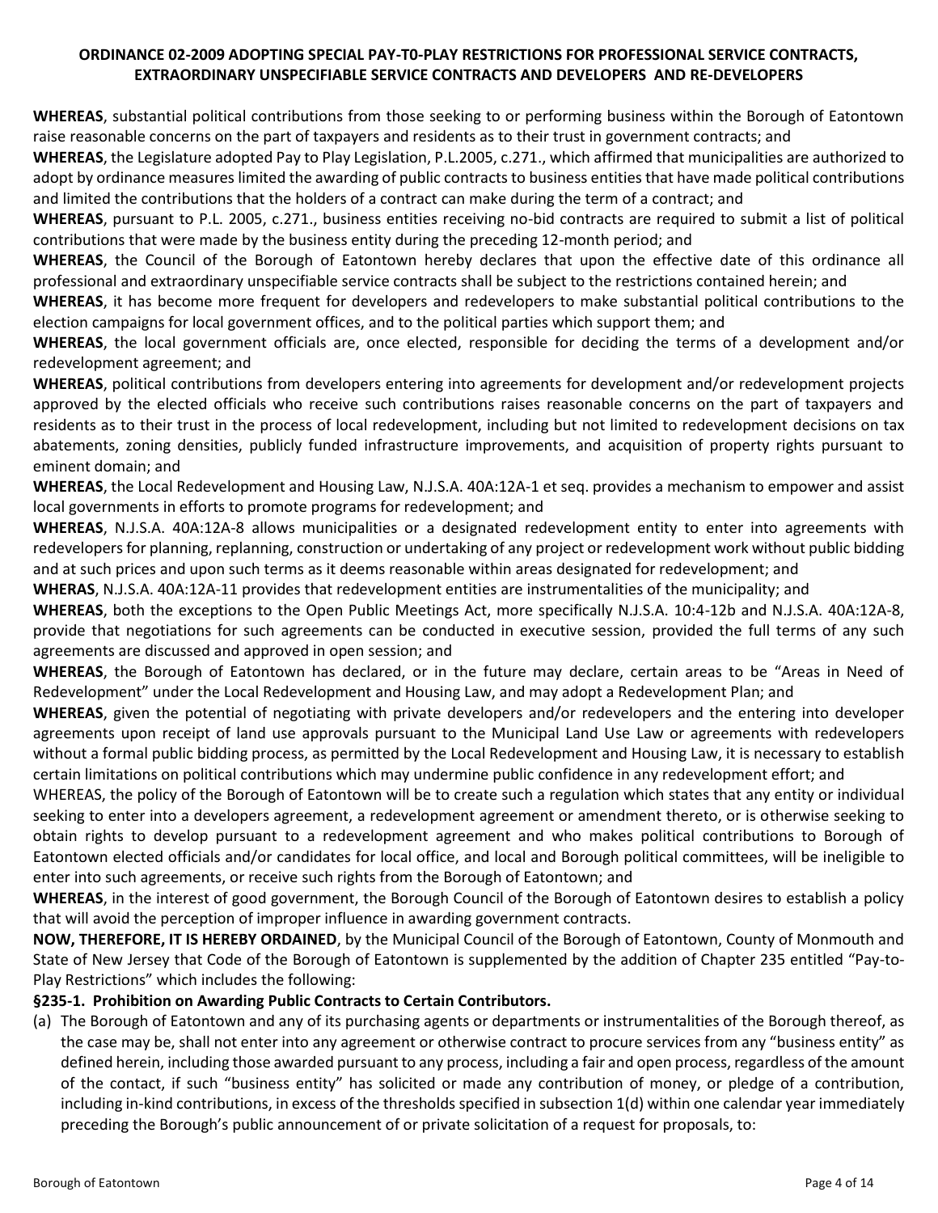**ORDINANCE 02-2009 ADOPTING SPECIAL PAY-T0-PLAY RESTRICTIONS FOR PROFESSIONAL SERVICE CONTRACTS, EXTRAORDINARY UNSPECIFIABLE SERVICE CONTRACTS AND DEVELOPERS AND RE-DEVELOPERS**

**WHEREAS**, substantial political contributions from those seeking to or performing business within the Borough of Eatontown raise reasonable concerns on the part of taxpayers and residents as to their trust in government contracts; and

**WHEREAS**, the Legislature adopted Pay to Play Legislation, P.L.2005, c.271., which affirmed that municipalities are authorized to adopt by ordinance measures limited the awarding of public contracts to business entities that have made political contributions and limited the contributions that the holders of a contract can make during the term of a contract; and

**WHEREAS**, pursuant to P.L. 2005, c.271., business entities receiving no-bid contracts are required to submit a list of political contributions that were made by the business entity during the preceding 12-month period; and

**WHEREAS**, the Council of the Borough of Eatontown hereby declares that upon the effective date of this ordinance all professional and extraordinary unspecifiable service contracts shall be subject to the restrictions contained herein; and

**WHEREAS**, it has become more frequent for developers and redevelopers to make substantial political contributions to the election campaigns for local government offices, and to the political parties which support them; and

**WHEREAS**, the local government officials are, once elected, responsible for deciding the terms of a development and/or redevelopment agreement; and

**WHEREAS**, political contributions from developers entering into agreements for development and/or redevelopment projects approved by the elected officials who receive such contributions raises reasonable concerns on the part of taxpayers and residents as to their trust in the process of local redevelopment, including but not limited to redevelopment decisions on tax abatements, zoning densities, publicly funded infrastructure improvements, and acquisition of property rights pursuant to eminent domain; and

**WHEREAS**, the Local Redevelopment and Housing Law, N.J.S.A. 40A:12A-1 et seq. provides a mechanism to empower and assist local governments in efforts to promote programs for redevelopment; and

**WHEREAS**, N.J.S.A. 40A:12A-8 allows municipalities or a designated redevelopment entity to enter into agreements with redevelopers for planning, replanning, construction or undertaking of any project or redevelopment work without public bidding and at such prices and upon such terms as it deems reasonable within areas designated for redevelopment; and

**WHERAS**, N.J.S.A. 40A:12A-11 provides that redevelopment entities are instrumentalities of the municipality; and

**WHEREAS**, both the exceptions to the Open Public Meetings Act, more specifically N.J.S.A. 10:4-12b and N.J.S.A. 40A:12A-8, provide that negotiations for such agreements can be conducted in executive session, provided the full terms of any such agreements are discussed and approved in open session; and

**WHEREAS**, the Borough of Eatontown has declared, or in the future may declare, certain areas to be "Areas in Need of Redevelopment" under the Local Redevelopment and Housing Law, and may adopt a Redevelopment Plan; and

**WHEREAS**, given the potential of negotiating with private developers and/or redevelopers and the entering into developer agreements upon receipt of land use approvals pursuant to the Municipal Land Use Law or agreements with redevelopers without a formal public bidding process, as permitted by the Local Redevelopment and Housing Law, it is necessary to establish certain limitations on political contributions which may undermine public confidence in any redevelopment effort; and

WHEREAS, the policy of the Borough of Eatontown will be to create such a regulation which states that any entity or individual seeking to enter into a developers agreement, a redevelopment agreement or amendment thereto, or is otherwise seeking to obtain rights to develop pursuant to a redevelopment agreement and who makes political contributions to Borough of Eatontown elected officials and/or candidates for local office, and local and Borough political committees, will be ineligible to enter into such agreements, or receive such rights from the Borough of Eatontown; and

**WHEREAS**, in the interest of good government, the Borough Council of the Borough of Eatontown desires to establish a policy that will avoid the perception of improper influence in awarding government contracts.

**NOW, THEREFORE, IT IS HEREBY ORDAINED**, by the Municipal Council of the Borough of Eatontown, County of Monmouth and State of New Jersey that Code of the Borough of Eatontown is supplemented by the addition of Chapter 235 entitled "Pay-to-Play Restrictions" which includes the following:

**§235-1. Prohibition on Awarding Public Contracts to Certain Contributors.**

(a) The Borough of Eatontown and any of its purchasing agents or departments or instrumentalities of the Borough thereof, as the case may be, shall not enter into any agreement or otherwise contract to procure services from any "business entity" as defined herein, including those awarded pursuant to any process, including a fair and open process, regardless of the amount of the contact, if such "business entity" has solicited or made any contribution of money, or pledge of a contribution, including in-kind contributions, in excess of the thresholds specified in subsection 1(d) within one calendar year immediately preceding the Borough's public announcement of or private solicitation of a request for proposals, to: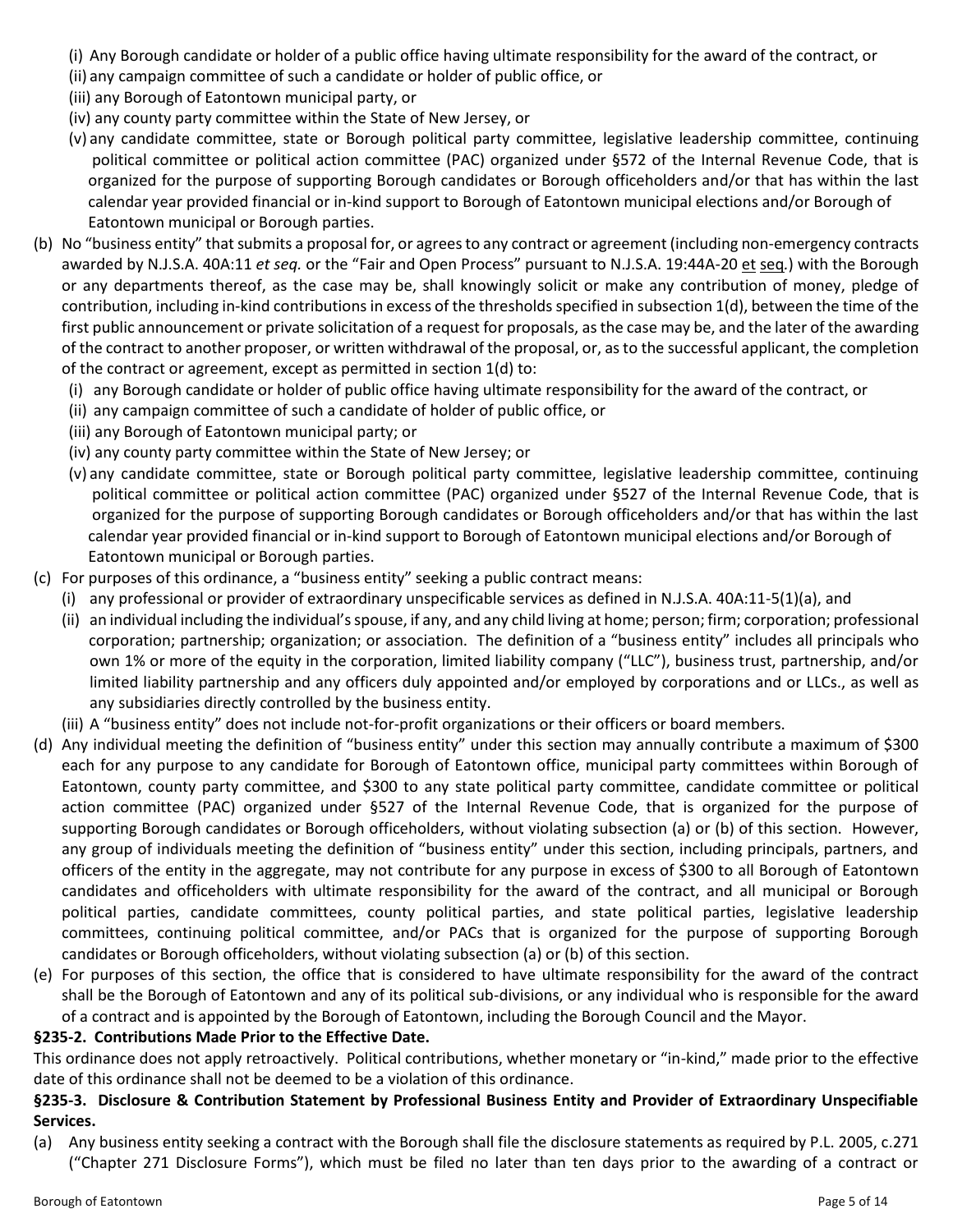(i) Any Borough candidate or holder of a public office having ultimate responsibility for the award of the contract, or
(ii) any campaign committee of such a candidate or holder of public office, or
(iii) any Borough of Eatontown municipal party, or
(iv) any county party committee within the State of New Jersey, or
(v) any candidate committee, state or Borough political party committee, legislative leadership committee, continuing political committee or political action committee (PAC) organized under §572 of the Internal Revenue Code, that is organized for the purpose of supporting Borough candidates or Borough officeholders and/or that has within the last calendar year provided financial or in-kind support to Borough of Eatontown municipal elections and/or Borough of Eatontown municipal or Borough parties.

(b) No "business entity" that submits a proposal for, or agrees to any contract or agreement (including non-emergency contracts awarded by N.J.S.A. 40A:11 *et seq.* or the "Fair and Open Process" pursuant to N.J.S.A. 19:44A-20 et seq.) with the Borough or any departments thereof, as the case may be, shall knowingly solicit or make any contribution of money, pledge of contribution, including in-kind contributions in excess of the thresholds specified in subsection 1(d), between the time of the first public announcement or private solicitation of a request for proposals, as the case may be, and the later of the awarding of the contract to another proposer, or written withdrawal of the proposal, or, as to the successful applicant, the completion of the contract or agreement, except as permitted in section 1(d) to:
(i) any Borough candidate or holder of public office having ultimate responsibility for the award of the contract, or
(ii) any campaign committee of such a candidate of holder of public office, or
(iii) any Borough of Eatontown municipal party; or
(iv) any county party committee within the State of New Jersey; or
(v) any candidate committee, state or Borough political party committee, legislative leadership committee, continuing political committee or political action committee (PAC) organized under §527 of the Internal Revenue Code, that is organized for the purpose of supporting Borough candidates or Borough officeholders and/or that has within the last calendar year provided financial or in-kind support to Borough of Eatontown municipal elections and/or Borough of Eatontown municipal or Borough parties.

(c) For purposes of this ordinance, a "business entity" seeking a public contract means:
(i) any professional or provider of extraordinary unspecifiable services as defined in N.J.S.A. 40A:11-5(1)(a), and
(ii) an individual including the individual's spouse, if any, and any child living at home; person; firm; corporation; professional corporation; partnership; organization; or association. The definition of a "business entity" includes all principals who own 1% or more of the equity in the corporation, limited liability company ("LLC"), business trust, partnership, and/or limited liability partnership and any officers duly appointed and/or employed by corporations and or LLCs., as well as any subsidiaries directly controlled by the business entity.
(iii) A "business entity" does not include not-for-profit organizations or their officers or board members.

(d) Any individual meeting the definition of "business entity" under this section may annually contribute a maximum of $300 each for any purpose to any candidate for Borough of Eatontown office, municipal party committees within Borough of Eatontown, county party committee, and $300 to any state political party committee, candidate committee or political action committee (PAC) organized under §527 of the Internal Revenue Code, that is organized for the purpose of supporting Borough candidates or Borough officeholders, without violating subsection (a) or (b) of this section. However, any group of individuals meeting the definition of "business entity" under this section, including principals, partners, and officers of the entity in the aggregate, may not contribute for any purpose in excess of $300 to all Borough of Eatontown candidates and officeholders with ultimate responsibility for the award of the contract, and all municipal or Borough political parties, candidate committees, county political parties, and state political parties, legislative leadership committees, continuing political committee, and/or PACs that is organized for the purpose of supporting Borough candidates or Borough officeholders, without violating subsection (a) or (b) of this section.

(e) For purposes of this section, the office that is considered to have ultimate responsibility for the award of the contract shall be the Borough of Eatontown and any of its political sub-divisions, or any individual who is responsible for the award of a contract and is appointed by the Borough of Eatontown, including the Borough Council and the Mayor.

**§235-2. Contributions Made Prior to the Effective Date.**

This ordinance does not apply retroactively. Political contributions, whether monetary or "in-kind," made prior to the effective date of this ordinance shall not be deemed to be a violation of this ordinance.

**§235-3. Disclosure & Contribution Statement by Professional Business Entity and Provider of Extraordinary Unspecifiable Services.**

(a) Any business entity seeking a contract with the Borough shall file the disclosure statements as required by P.L. 2005, c.271 ("Chapter 271 Disclosure Forms"), which must be filed no later than ten days prior to the awarding of a contract or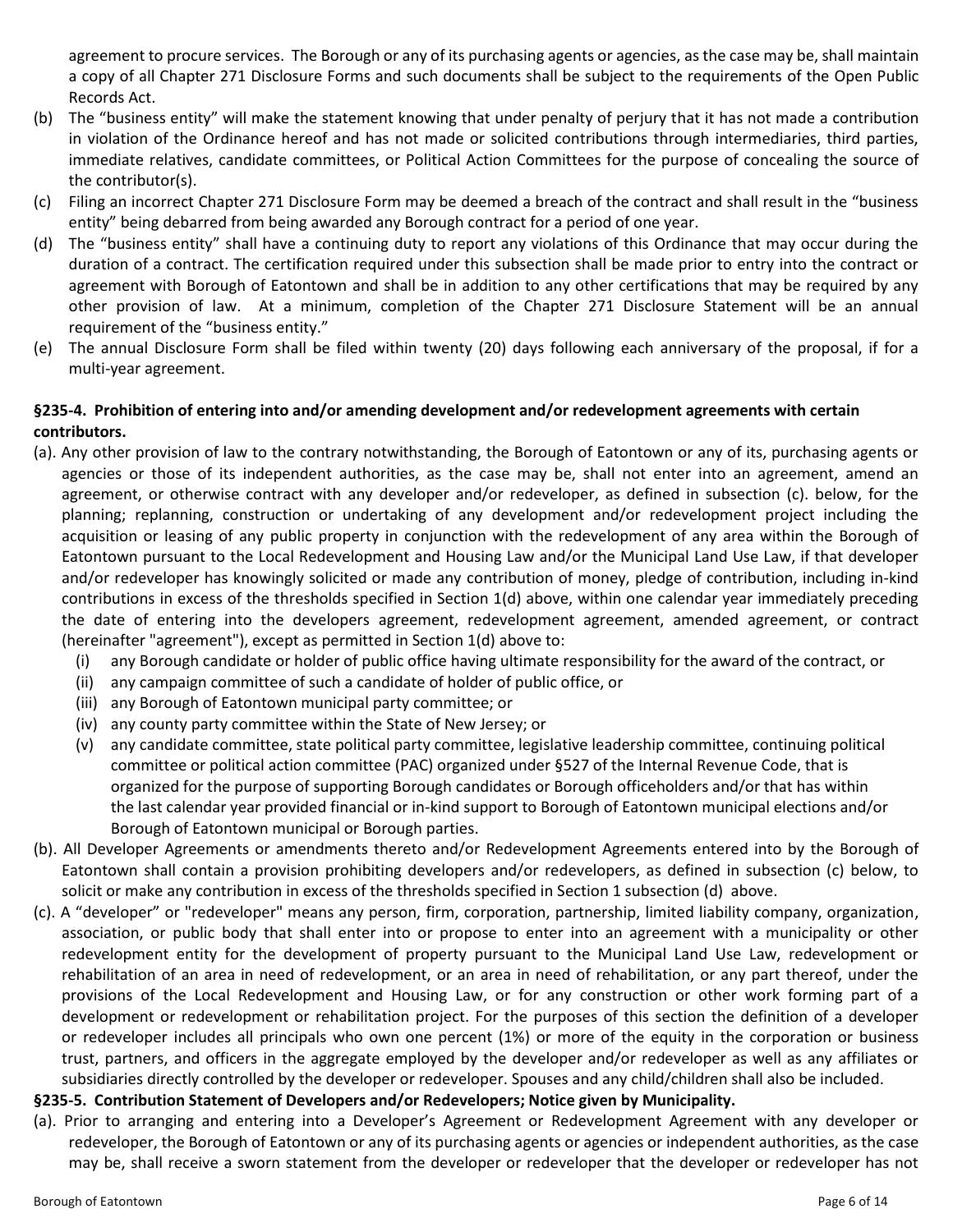agreement to procure services. The Borough or any of its purchasing agents or agencies, as the case may be, shall maintain a copy of all Chapter 271 Disclosure Forms and such documents shall be subject to the requirements of the Open Public Records Act.

(b) The "business entity" will make the statement knowing that under penalty of perjury that it has not made a contribution in violation of the Ordinance hereof and has not made or solicited contributions through intermediaries, third parties, immediate relatives, candidate committees, or Political Action Committees for the purpose of concealing the source of the contributor(s).

(c) Filing an incorrect Chapter 271 Disclosure Form may be deemed a breach of the contract and shall result in the "business entity" being debarred from being awarded any Borough contract for a period of one year.

(d) The "business entity" shall have a continuing duty to report any violations of this Ordinance that may occur during the duration of a contract. The certification required under this subsection shall be made prior to entry into the contract or agreement with Borough of Eatontown and shall be in addition to any other certifications that may be required by any other provision of law. At a minimum, completion of the Chapter 271 Disclosure Statement will be an annual requirement of the "business entity."

(e) The annual Disclosure Form shall be filed within twenty (20) days following each anniversary of the proposal, if for a multi-year agreement.

**§235-4. Prohibition of entering into and/or amending development and/or redevelopment agreements with certain contributors.**

(a). Any other provision of law to the contrary notwithstanding, the Borough of Eatontown or any of its, purchasing agents or agencies or those of its independent authorities, as the case may be, shall not enter into an agreement, amend an agreement, or otherwise contract with any developer and/or redeveloper, as defined in subsection (c). below, for the planning; replanning, construction or undertaking of any development and/or redevelopment project including the acquisition or leasing of any public property in conjunction with the redevelopment of any area within the Borough of Eatontown pursuant to the Local Redevelopment and Housing Law and/or the Municipal Land Use Law, if that developer and/or redeveloper has knowingly solicited or made any contribution of money, pledge of contribution, including in-kind contributions in excess of the thresholds specified in Section 1(d) above, within one calendar year immediately preceding the date of entering into the developers agreement, redevelopment agreement, amended agreement, or contract (hereinafter "agreement"), except as permitted in Section 1(d) above to:

   (i) any Borough candidate or holder of public office having ultimate responsibility for the award of the contract, or
   (ii) any campaign committee of such a candidate of holder of public office, or
   (iii) any Borough of Eatontown municipal party committee; or
   (iv) any county party committee within the State of New Jersey; or
   (v) any candidate committee, state political party committee, legislative leadership committee, continuing political committee or political action committee (PAC) organized under §527 of the Internal Revenue Code, that is organized for the purpose of supporting Borough candidates or Borough officeholders and/or that has within the last calendar year provided financial or in-kind support to Borough of Eatontown municipal elections and/or Borough of Eatontown municipal or Borough parties.

(b). All Developer Agreements or amendments thereto and/or Redevelopment Agreements entered into by the Borough of Eatontown shall contain a provision prohibiting developers and/or redevelopers, as defined in subsection (c) below, to solicit or make any contribution in excess of the thresholds specified in Section 1 subsection (d) above.

(c). A "developer" or "redeveloper" means any person, firm, corporation, partnership, limited liability company, organization, association, or public body that shall enter into or propose to enter into an agreement with a municipality or other redevelopment entity for the development of property pursuant to the Municipal Land Use Law, redevelopment or rehabilitation of an area in need of redevelopment, or an area in need of rehabilitation, or any part thereof, under the provisions of the Local Redevelopment and Housing Law, or for any construction or other work forming part of a development or redevelopment or rehabilitation project. For the purposes of this section the definition of a developer or redeveloper includes all principals who own one percent (1%) or more of the equity in the corporation or business trust, partners, and officers in the aggregate employed by the developer and/or redeveloper as well as any affiliates or subsidiaries directly controlled by the developer or redeveloper. Spouses and any child/children shall also be included.

**§235-5. Contribution Statement of Developers and/or Redevelopers; Notice given by Municipality.**

(a). Prior to arranging and entering into a Developer's Agreement or Redevelopment Agreement with any developer or redeveloper, the Borough of Eatontown or any of its purchasing agents or agencies or independent authorities, as the case may be, shall receive a sworn statement from the developer or redeveloper that the developer or redeveloper has not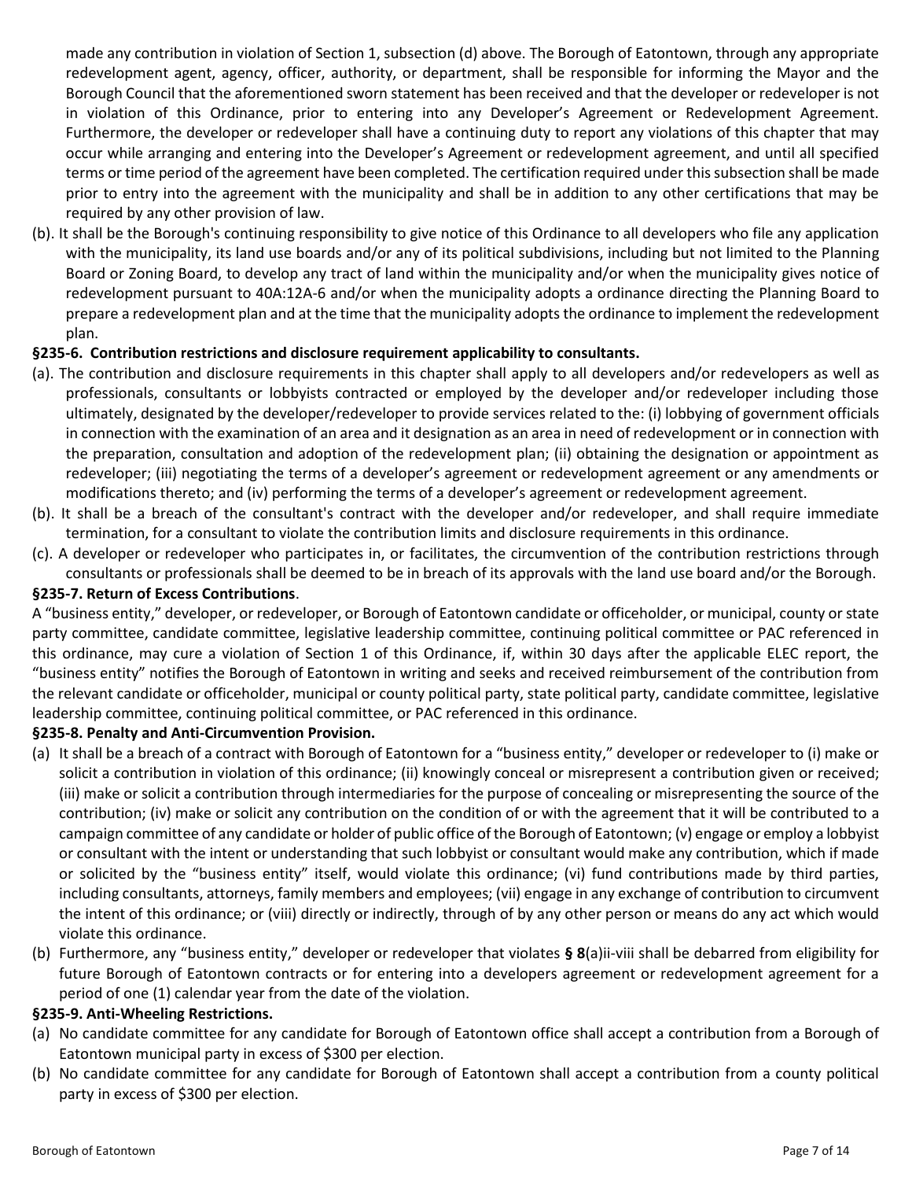made any contribution in violation of Section 1, subsection (d) above. The Borough of Eatontown, through any appropriate redevelopment agent, agency, officer, authority, or department, shall be responsible for informing the Mayor and the Borough Council that the aforementioned sworn statement has been received and that the developer or redeveloper is not in violation of this Ordinance, prior to entering into any Developer's Agreement or Redevelopment Agreement. Furthermore, the developer or redeveloper shall have a continuing duty to report any violations of this chapter that may occur while arranging and entering into the Developer's Agreement or redevelopment agreement, and until all specified terms or time period of the agreement have been completed. The certification required under this subsection shall be made prior to entry into the agreement with the municipality and shall be in addition to any other certifications that may be required by any other provision of law.

(b). It shall be the Borough's continuing responsibility to give notice of this Ordinance to all developers who file any application with the municipality, its land use boards and/or any of its political subdivisions, including but not limited to the Planning Board or Zoning Board, to develop any tract of land within the municipality and/or when the municipality gives notice of redevelopment pursuant to 40A:12A-6 and/or when the municipality adopts a ordinance directing the Planning Board to prepare a redevelopment plan and at the time that the municipality adopts the ordinance to implement the redevelopment plan.

**§235-6. Contribution restrictions and disclosure requirement applicability to consultants.**

(a). The contribution and disclosure requirements in this chapter shall apply to all developers and/or redevelopers as well as professionals, consultants or lobbyists contracted or employed by the developer and/or redeveloper including those ultimately, designated by the developer/redeveloper to provide services related to the: (i) lobbying of government officials in connection with the examination of an area and it designation as an area in need of redevelopment or in connection with the preparation, consultation and adoption of the redevelopment plan; (ii) obtaining the designation or appointment as redeveloper; (iii) negotiating the terms of a developer's agreement or redevelopment agreement or any amendments or modifications thereto; and (iv) performing the terms of a developer's agreement or redevelopment agreement.

(b). It shall be a breach of the consultant's contract with the developer and/or redeveloper, and shall require immediate termination, for a consultant to violate the contribution limits and disclosure requirements in this ordinance.

(c). A developer or redeveloper who participates in, or facilitates, the circumvention of the contribution restrictions through consultants or professionals shall be deemed to be in breach of its approvals with the land use board and/or the Borough.

**§235-7. Return of Excess Contributions**.

A "business entity," developer, or redeveloper, or Borough of Eatontown candidate or officeholder, or municipal, county or state party committee, candidate committee, legislative leadership committee, continuing political committee or PAC referenced in this ordinance, may cure a violation of Section 1 of this Ordinance, if, within 30 days after the applicable ELEC report, the "business entity" notifies the Borough of Eatontown in writing and seeks and received reimbursement of the contribution from the relevant candidate or officeholder, municipal or county political party, state political party, candidate committee, legislative leadership committee, continuing political committee, or PAC referenced in this ordinance.

**§235-8. Penalty and Anti-Circumvention Provision.**

(a) It shall be a breach of a contract with Borough of Eatontown for a "business entity," developer or redeveloper to (i) make or solicit a contribution in violation of this ordinance; (ii) knowingly conceal or misrepresent a contribution given or received; (iii) make or solicit a contribution through intermediaries for the purpose of concealing or misrepresenting the source of the contribution; (iv) make or solicit any contribution on the condition of or with the agreement that it will be contributed to a campaign committee of any candidate or holder of public office of the Borough of Eatontown; (v) engage or employ a lobbyist or consultant with the intent or understanding that such lobbyist or consultant would make any contribution, which if made or solicited by the "business entity" itself, would violate this ordinance; (vi) fund contributions made by third parties, including consultants, attorneys, family members and employees; (vii) engage in any exchange of contribution to circumvent the intent of this ordinance; or (viii) directly or indirectly, through of by any other person or means do any act which would violate this ordinance.

(b) Furthermore, any "business entity," developer or redeveloper that violates **§ 8**(a)ii-viii shall be debarred from eligibility for future Borough of Eatontown contracts or for entering into a developers agreement or redevelopment agreement for a period of one (1) calendar year from the date of the violation.

**§235-9. Anti-Wheeling Restrictions.**

(a) No candidate committee for any candidate for Borough of Eatontown office shall accept a contribution from a Borough of Eatontown municipal party in excess of $300 per election.

(b) No candidate committee for any candidate for Borough of Eatontown shall accept a contribution from a county political party in excess of $300 per election.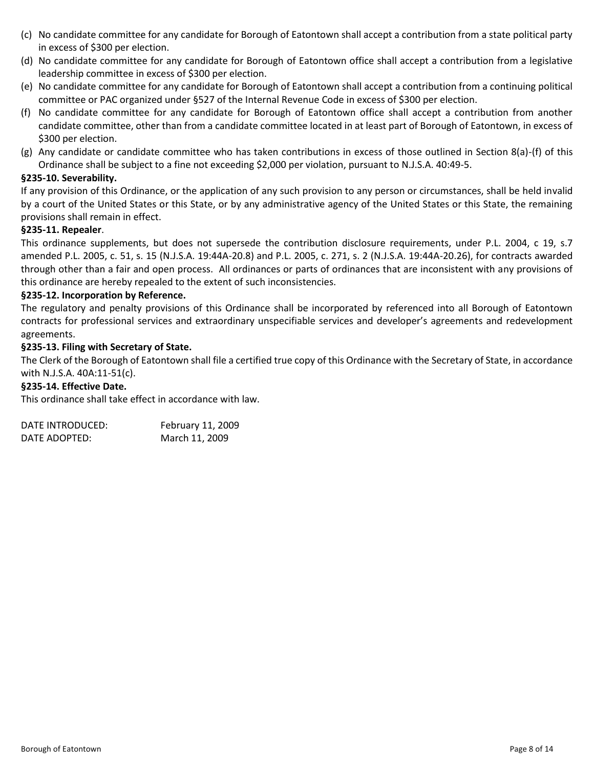(c) No candidate committee for any candidate for Borough of Eatontown shall accept a contribution from a state political party in excess of $300 per election.

(d) No candidate committee for any candidate for Borough of Eatontown office shall accept a contribution from a legislative leadership committee in excess of $300 per election.

(e) No candidate committee for any candidate for Borough of Eatontown shall accept a contribution from a continuing political committee or PAC organized under §527 of the Internal Revenue Code in excess of $300 per election.

(f) No candidate committee for any candidate for Borough of Eatontown office shall accept a contribution from another candidate committee, other than from a candidate committee located in at least part of Borough of Eatontown, in excess of $300 per election.

(g) Any candidate or candidate committee who has taken contributions in excess of those outlined in Section 8(a)-(f) of this Ordinance shall be subject to a fine not exceeding $2,000 per violation, pursuant to N.J.S.A. 40:49-5.

**§235-10. Severability.**

If any provision of this Ordinance, or the application of any such provision to any person or circumstances, shall be held invalid by a court of the United States or this State, or by any administrative agency of the United States or this State, the remaining provisions shall remain in effect.

**§235-11. Repealer**.

This ordinance supplements, but does not supersede the contribution disclosure requirements, under P.L. 2004, c 19, s.7 amended P.L. 2005, c. 51, s. 15 (N.J.S.A. 19:44A-20.8) and P.L. 2005, c. 271, s. 2 (N.J.S.A. 19:44A-20.26), for contracts awarded through other than a fair and open process. All ordinances or parts of ordinances that are inconsistent with any provisions of this ordinance are hereby repealed to the extent of such inconsistencies.

**§235-12. Incorporation by Reference.**

The regulatory and penalty provisions of this Ordinance shall be incorporated by referenced into all Borough of Eatontown contracts for professional services and extraordinary unspecifiable services and developer's agreements and redevelopment agreements.

**§235-13. Filing with Secretary of State.**

The Clerk of the Borough of Eatontown shall file a certified true copy of this Ordinance with the Secretary of State, in accordance with N.J.S.A. 40A:11-51(c).

**§235-14. Effective Date.**

This ordinance shall take effect in accordance with law.

DATE INTRODUCED: February 11, 2009
DATE ADOPTED: March 11, 2009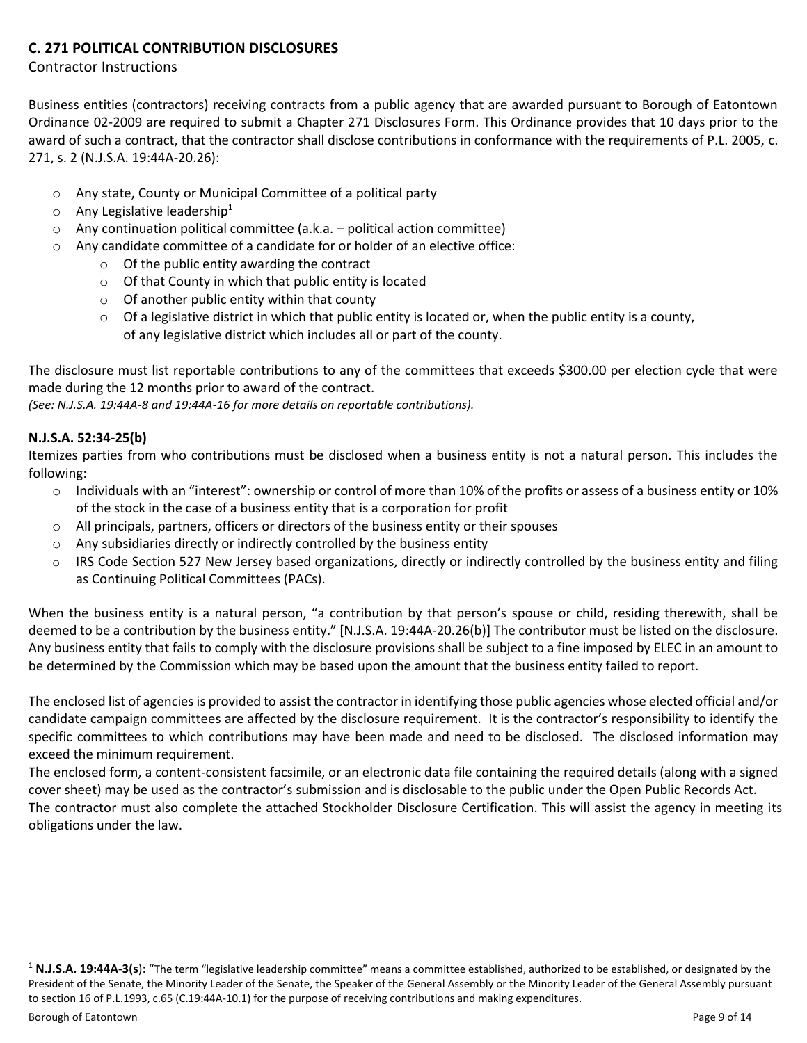## C. 271 POLITICAL CONTRIBUTION DISCLOSURES

Contractor Instructions

Business entities (contractors) receiving contracts from a public agency that are awarded pursuant to Borough of Eatontown Ordinance 02-2009 are required to submit a Chapter 271 Disclosures Form. This Ordinance provides that 10 days prior to the award of such a contract, that the contractor shall disclose contributions in conformance with the requirements of P.L. 2005, c. 271, s. 2 (N.J.S.A. 19:44A-20.26):

- Any state, County or Municipal Committee of a political party
- Any Legislative leadership[1]
- Any continuation political committee (a.k.a. – political action committee)
- Any candidate committee of a candidate for or holder of an elective office:
  - Of the public entity awarding the contract
  - Of that County in which that public entity is located
  - Of another public entity within that county
  - Of a legislative district in which that public entity is located or, when the public entity is a county, of any legislative district which includes all or part of the county.

The disclosure must list reportable contributions to any of the committees that exceeds $300.00 per election cycle that were made during the 12 months prior to award of the contract.
*(See: N.J.S.A. 19:44A-8 and 19:44A-16 for more details on reportable contributions).*

**N.J.S.A. 52:34-25(b)**

Itemizes parties from who contributions must be disclosed when a business entity is not a natural person. This includes the following:

- Individuals with an "interest": ownership or control of more than 10% of the profits or assess of a business entity or 10% of the stock in the case of a business entity that is a corporation for profit
- All principals, partners, officers or directors of the business entity or their spouses
- Any subsidiaries directly or indirectly controlled by the business entity
- IRS Code Section 527 New Jersey based organizations, directly or indirectly controlled by the business entity and filing as Continuing Political Committees (PACs).

When the business entity is a natural person, "a contribution by that person's spouse or child, residing therewith, shall be deemed to be a contribution by the business entity." [N.J.S.A. 19:44A-20.26(b)] The contributor must be listed on the disclosure. Any business entity that fails to comply with the disclosure provisions shall be subject to a fine imposed by ELEC in an amount to be determined by the Commission which may be based upon the amount that the business entity failed to report.

The enclosed list of agencies is provided to assist the contractor in identifying those public agencies whose elected official and/or candidate campaign committees are affected by the disclosure requirement. It is the contractor's responsibility to identify the specific committees to which contributions may have been made and need to be disclosed. The disclosed information may exceed the minimum requirement.

The enclosed form, a content-consistent facsimile, or an electronic data file containing the required details (along with a signed cover sheet) may be used as the contractor's submission and is disclosable to the public under the Open Public Records Act.

The contractor must also complete the attached Stockholder Disclosure Certification. This will assist the agency in meeting its obligations under the law.

---

[1] **N.J.S.A. 19:44A-3(s)**: "The term "legislative leadership committee" means a committee established, authorized to be established, or designated by the President of the Senate, the Minority Leader of the Senate, the Speaker of the General Assembly or the Minority Leader of the General Assembly pursuant to section 16 of P.L.1993, c.65 (C.19:44A-10.1) for the purpose of receiving contributions and making expenditures.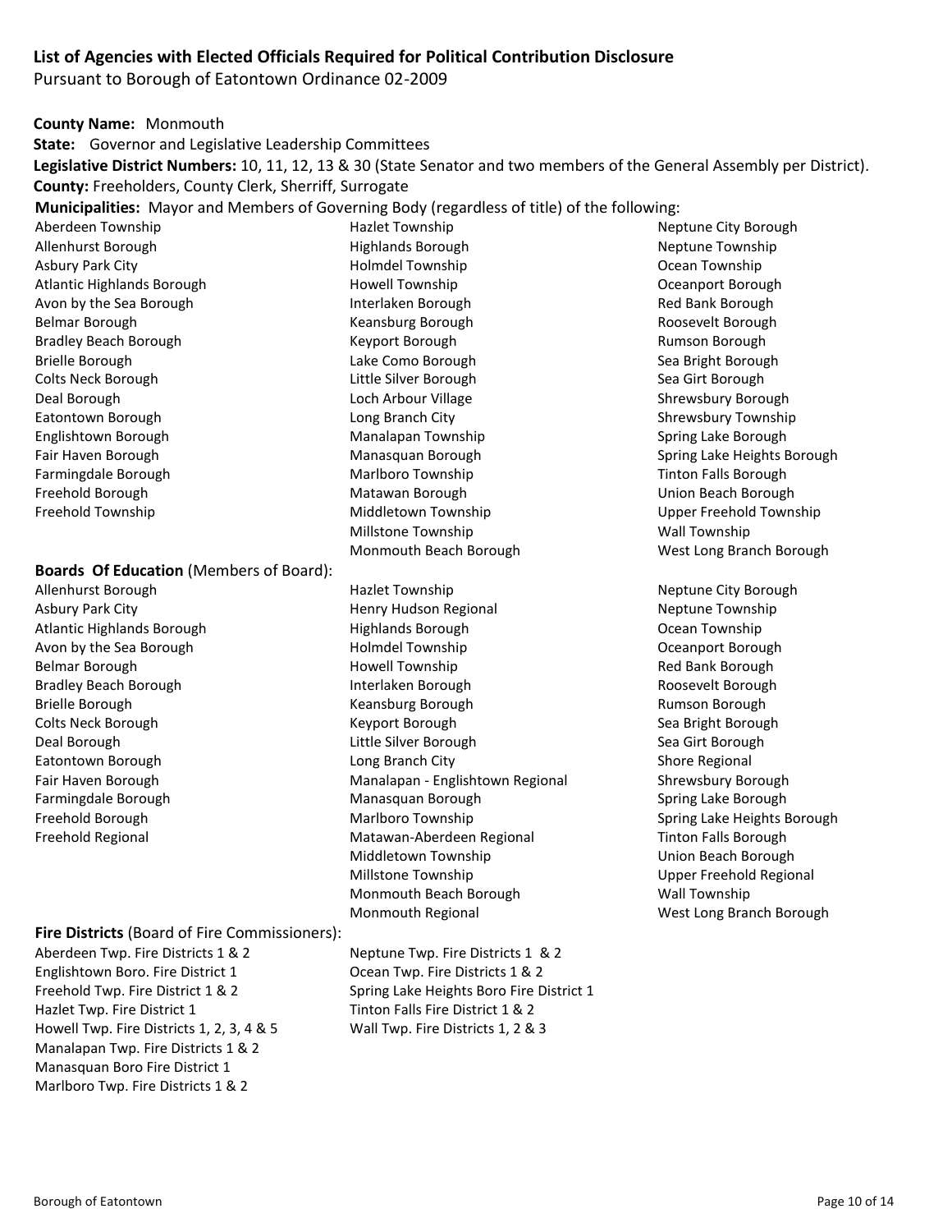## List of Agencies with Elected Officials Required for Political Contribution Disclosure

Pursuant to Borough of Eatontown Ordinance 02-2009

**County Name:** Monmouth

**State:** Governor and Legislative Leadership Committees

**Legislative District Numbers:** 10, 11, 12, 13 & 30 (State Senator and two members of the General Assembly per District).

**County:** Freeholders, County Clerk, Sherriff, Surrogate

**Municipalities:** Mayor and Members of Governing Body (regardless of title) of the following:

Aberdeen Township
Allenhurst Borough
Asbury Park City
Atlantic Highlands Borough
Avon by the Sea Borough
Belmar Borough
Bradley Beach Borough
Brielle Borough
Colts Neck Borough
Deal Borough
Eatontown Borough
Englishtown Borough
Fair Haven Borough
Farmingdale Borough
Freehold Borough
Freehold Township
Hazlet Township
Highlands Borough
Holmdel Township
Howell Township
Interlaken Borough
Keansburg Borough
Keyport Borough
Lake Como Borough
Little Silver Borough
Loch Arbour Village
Long Branch City
Manalapan Township
Manasquan Borough
Marlboro Township
Matawan Borough
Middletown Township
Millstone Township
Monmouth Beach Borough
Neptune City Borough
Neptune Township
Ocean Township
Oceanport Borough
Red Bank Borough
Roosevelt Borough
Rumson Borough
Sea Bright Borough
Sea Girt Borough
Shrewsbury Borough
Shrewsbury Township
Spring Lake Borough
Spring Lake Heights Borough
Tinton Falls Borough
Union Beach Borough
Upper Freehold Township
Wall Township
West Long Branch Borough

**Boards Of Education** (Members of Board):

Allenhurst Borough
Asbury Park City
Atlantic Highlands Borough
Avon by the Sea Borough
Belmar Borough
Bradley Beach Borough
Brielle Borough
Colts Neck Borough
Deal Borough
Eatontown Borough
Fair Haven Borough
Farmingdale Borough
Freehold Borough
Freehold Regional
Hazlet Township
Henry Hudson Regional
Highlands Borough
Holmdel Township
Howell Township
Interlaken Borough
Keansburg Borough
Keyport Borough
Little Silver Borough
Long Branch City
Manalapan - Englishtown Regional
Manasquan Borough
Marlboro Township
Matawan-Aberdeen Regional
Middletown Township
Millstone Township
Monmouth Beach Borough
Monmouth Regional
Neptune City Borough
Neptune Township
Ocean Township
Oceanport Borough
Red Bank Borough
Roosevelt Borough
Rumson Borough
Sea Bright Borough
Sea Girt Borough
Shore Regional
Shrewsbury Borough
Spring Lake Borough
Spring Lake Heights Borough
Tinton Falls Borough
Union Beach Borough
Upper Freehold Regional
Wall Township
West Long Branch Borough

**Fire Districts** (Board of Fire Commissioners):

Aberdeen Twp. Fire Districts 1 & 2
Englishtown Boro. Fire District 1
Freehold Twp. Fire District 1 & 2
Hazlet Twp. Fire District 1
Howell Twp. Fire Districts 1, 2, 3, 4 & 5
Manalapan Twp. Fire Districts 1 & 2
Manasquan Boro Fire District 1
Marlboro Twp. Fire Districts 1 & 2
Neptune Twp. Fire Districts 1 & 2
Ocean Twp. Fire Districts 1 & 2
Spring Lake Heights Boro Fire District 1
Tinton Falls Fire District 1 & 2
Wall Twp. Fire Districts 1, 2 & 3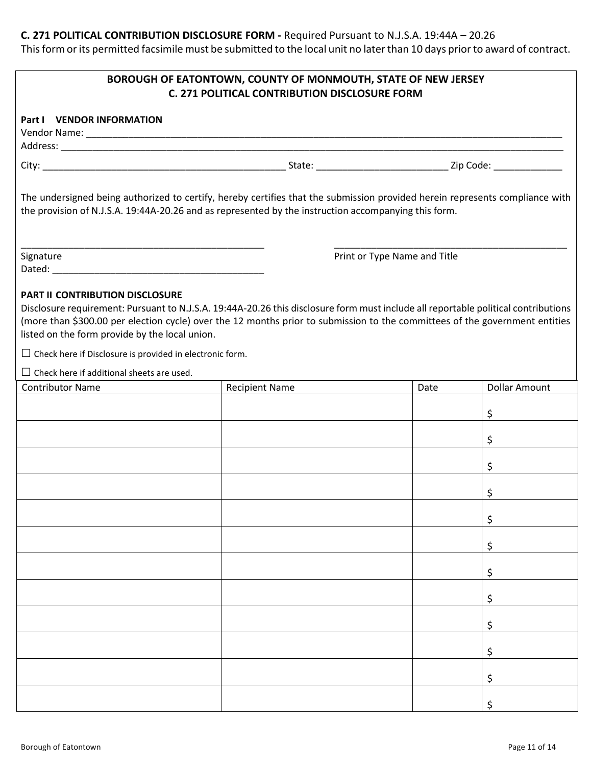**C. 271 POLITICAL CONTRIBUTION DISCLOSURE FORM -** Required Pursuant to N.J.S.A. 19:44A – 20.26
This form or its permitted facsimile must be submitted to the local unit no later than 10 days prior to award of contract.

## BOROUGH OF EATONTOWN, COUNTY OF MONMOUTH, STATE OF NEW JERSEY
## C. 271 POLITICAL CONTRIBUTION DISCLOSURE FORM

**Part I VENDOR INFORMATION**

Vendor Name: ___________________________________________________________________________________________

Address: _______________________________________________________________________________________________

City: ______________________________________________ State: ________________________ Zip Code: ____________

The undersigned being authorized to certify, hereby certifies that the submission provided herein represents compliance with the provision of N.J.S.A. 19:44A-20.26 and as represented by the instruction accompanying this form.

_____________________________________________ _____________________________________________

Signature Print or Type Name and Title

Dated: ________________________________________

**PART II CONTRIBUTION DISCLOSURE**

Disclosure requirement: Pursuant to N.J.S.A. 19:44A-20.26 this disclosure form must include all reportable political contributions (more than $300.00 per election cycle) over the 12 months prior to submission to the committees of the government entities listed on the form provide by the local union.

☐ Check here if Disclosure is provided in electronic form.

☐ Check here if additional sheets are used.

| Contributor Name | Recipient Name | Date | Dollar Amount |
|---|---|---|---|
| | | | $ |
| | | | $ |
| | | | $ |
| | | | $ |
| | | | $ |
| | | | $ |
| | | | $ |
| | | | $ |
| | | | $ |
| | | | $ |
| | | | $ |
| | | | $ |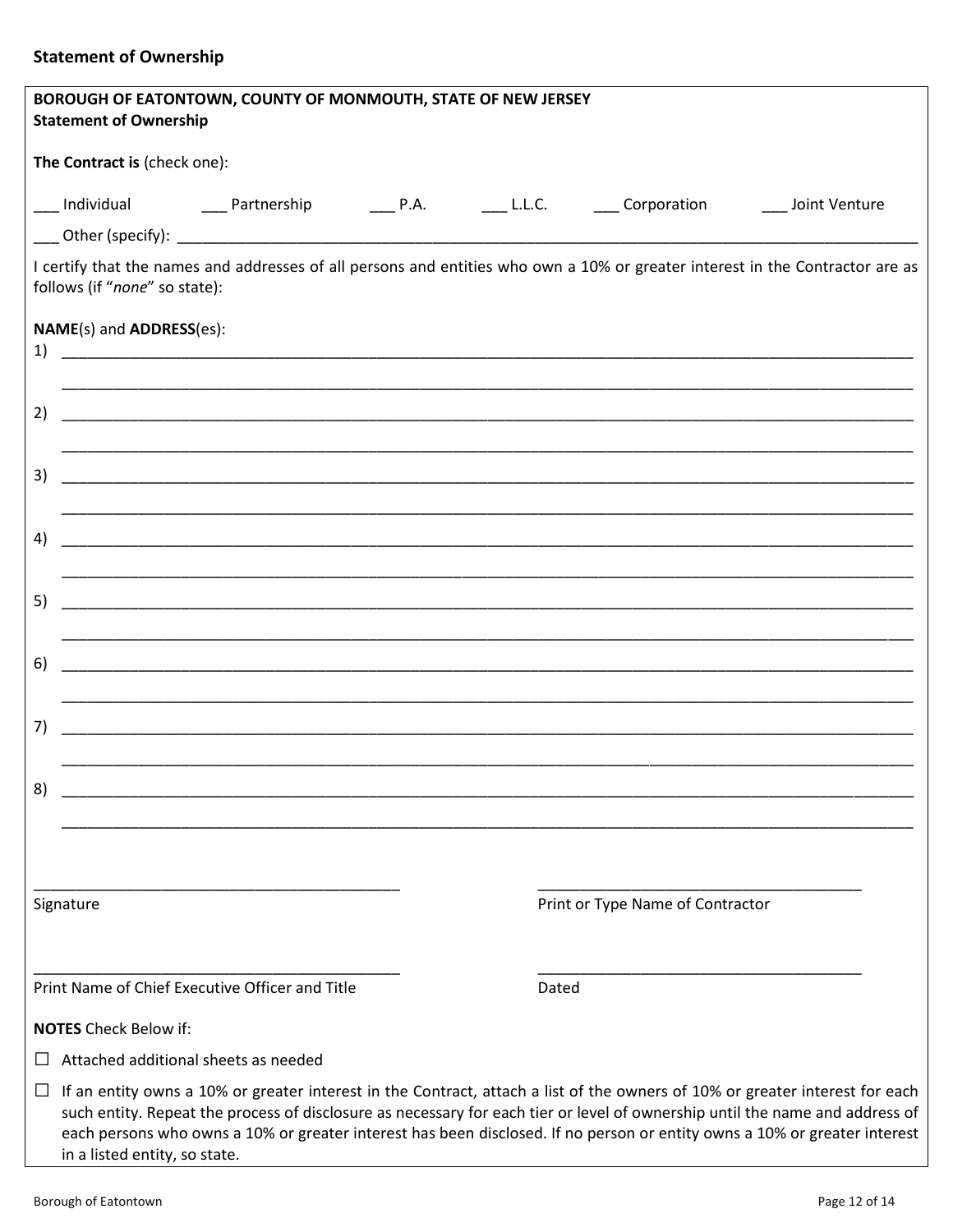## Statement of Ownership

**BOROUGH OF EATONTOWN, COUNTY OF MONMOUTH, STATE OF NEW JERSEY**
**Statement of Ownership**

**The Contract is** (check one):

___ Individual ___ Partnership ___ P.A. ___ L.L.C. ___ Corporation ___ Joint Venture

___ Other (specify): ____________________________________________

I certify that the names and addresses of all persons and entities who own a 10% or greater interest in the Contractor are as follows (if "*none*" so state):

**NAME**(s) and **ADDRESS**(es):

1) ____________________________________________
____________________________________________

2) ____________________________________________
____________________________________________

3) ____________________________________________
____________________________________________

4) ____________________________________________
____________________________________________

5) ____________________________________________
____________________________________________

6) ____________________________________________
____________________________________________

7) ____________________________________________
____________________________________________

8) ____________________________________________
____________________________________________

____________________________________________
Signature

____________________________________________
Print or Type Name of Contractor

____________________________________________
Print Name of Chief Executive Officer and Title

____________________________________________
Dated

**NOTES** Check Below if:

☐ Attached additional sheets as needed

☐ If an entity owns a 10% or greater interest in the Contract, attach a list of the owners of 10% or greater interest for each such entity. Repeat the process of disclosure as necessary for each tier or level of ownership until the name and address of each persons who owns a 10% or greater interest has been disclosed. If no person or entity owns a 10% or greater interest in a listed entity, so state.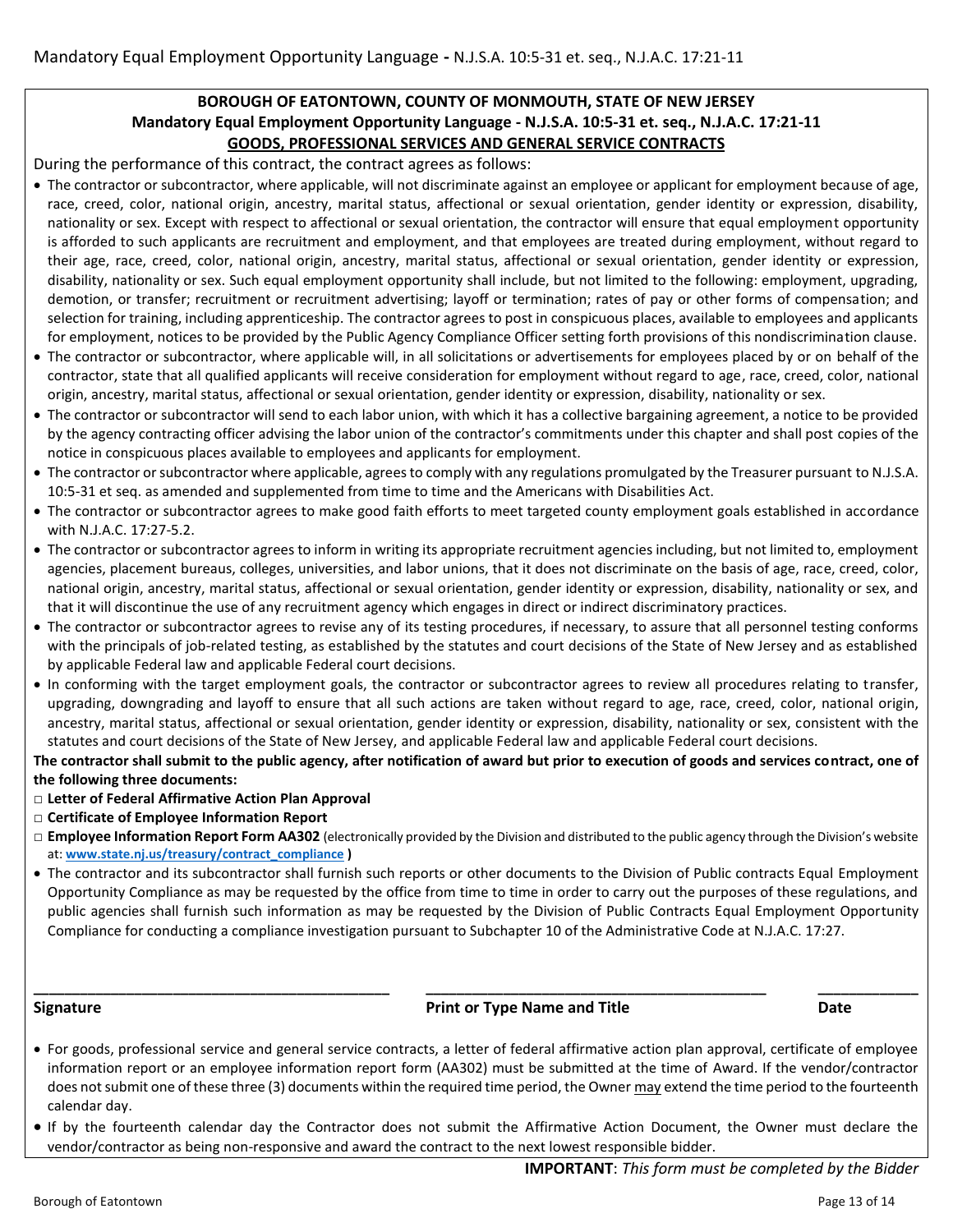Mandatory Equal Employment Opportunity Language - N.J.S.A. 10:5-31 et. seq., N.J.A.C. 17:21-11

**BOROUGH OF EATONTOWN, COUNTY OF MONMOUTH, STATE OF NEW JERSEY**
**Mandatory Equal Employment Opportunity Language - N.J.S.A. 10:5-31 et. seq., N.J.A.C. 17:21-11**
**GOODS, PROFESSIONAL SERVICES AND GENERAL SERVICE CONTRACTS**

During the performance of this contract, the contract agrees as follows:

- The contractor or subcontractor, where applicable, will not discriminate against an employee or applicant for employment because of age, race, creed, color, national origin, ancestry, marital status, affectional or sexual orientation, gender identity or expression, disability, nationality or sex. Except with respect to affectional or sexual orientation, the contractor will ensure that equal employment opportunity is afforded to such applicants are recruitment and employment, and that employees are treated during employment, without regard to their age, race, creed, color, national origin, ancestry, marital status, affectional or sexual orientation, gender identity or expression, disability, nationality or sex. Such equal employment opportunity shall include, but not limited to the following: employment, upgrading, demotion, or transfer; recruitment or recruitment advertising; layoff or termination; rates of pay or other forms of compensation; and selection for training, including apprenticeship. The contractor agrees to post in conspicuous places, available to employees and applicants for employment, notices to be provided by the Public Agency Compliance Officer setting forth provisions of this nondiscrimination clause.
- The contractor or subcontractor, where applicable will, in all solicitations or advertisements for employees placed by or on behalf of the contractor, state that all qualified applicants will receive consideration for employment without regard to age, race, creed, color, national origin, ancestry, marital status, affectional or sexual orientation, gender identity or expression, disability, nationality or sex.
- The contractor or subcontractor will send to each labor union, with which it has a collective bargaining agreement, a notice to be provided by the agency contracting officer advising the labor union of the contractor's commitments under this chapter and shall post copies of the notice in conspicuous places available to employees and applicants for employment.
- The contractor or subcontractor where applicable, agrees to comply with any regulations promulgated by the Treasurer pursuant to N.J.S.A. 10:5-31 et seq. as amended and supplemented from time to time and the Americans with Disabilities Act.
- The contractor or subcontractor agrees to make good faith efforts to meet targeted county employment goals established in accordance with N.J.A.C. 17:27-5.2.
- The contractor or subcontractor agrees to inform in writing its appropriate recruitment agencies including, but not limited to, employment agencies, placement bureaus, colleges, universities, and labor unions, that it does not discriminate on the basis of age, race, creed, color, national origin, ancestry, marital status, affectional or sexual orientation, gender identity or expression, disability, nationality or sex, and that it will discontinue the use of any recruitment agency which engages in direct or indirect discriminatory practices.
- The contractor or subcontractor agrees to revise any of its testing procedures, if necessary, to assure that all personnel testing conforms with the principals of job-related testing, as established by the statutes and court decisions of the State of New Jersey and as established by applicable Federal law and applicable Federal court decisions.
- In conforming with the target employment goals, the contractor or subcontractor agrees to review all procedures relating to transfer, upgrading, downgrading and layoff to ensure that all such actions are taken without regard to age, race, creed, color, national origin, ancestry, marital status, affectional or sexual orientation, gender identity or expression, disability, nationality or sex, consistent with the statutes and court decisions of the State of New Jersey, and applicable Federal law and applicable Federal court decisions.

**The contractor shall submit to the public agency, after notification of award but prior to execution of goods and services contract, one of the following three documents:**

- □ **Letter of Federal Affirmative Action Plan Approval**
- □ **Certificate of Employee Information Report**
- □ **Employee Information Report Form AA302** (electronically provided by the Division and distributed to the public agency through the Division's website at: **www.state.nj.us/treasury/contract_compliance** **)**

- The contractor and its subcontractor shall furnish such reports or other documents to the Division of Public contracts Equal Employment Opportunity Compliance as may be requested by the office from time to time in order to carry out the purposes of these regulations, and public agencies shall furnish such information as may be requested by the Division of Public Contracts Equal Employment Opportunity Compliance for conducting a compliance investigation pursuant to Subchapter 10 of the Administrative Code at N.J.A.C. 17:27.

| **Signature** | **Print or Type Name and Title** | **Date** |
|---|---|---|
| ______________________________ | ______________________________ | __________ |

- For goods, professional service and general service contracts, a letter of federal affirmative action plan approval, certificate of employee information report or an employee information report form (AA302) must be submitted at the time of Award. If the vendor/contractor does not submit one of these three (3) documents within the required time period, the Owner may extend the time period to the fourteenth calendar day.
- If by the fourteenth calendar day the Contractor does not submit the Affirmative Action Document, the Owner must declare the vendor/contractor as being non-responsive and award the contract to the next lowest responsible bidder.

**IMPORTANT**: *This form must be completed by the Bidder*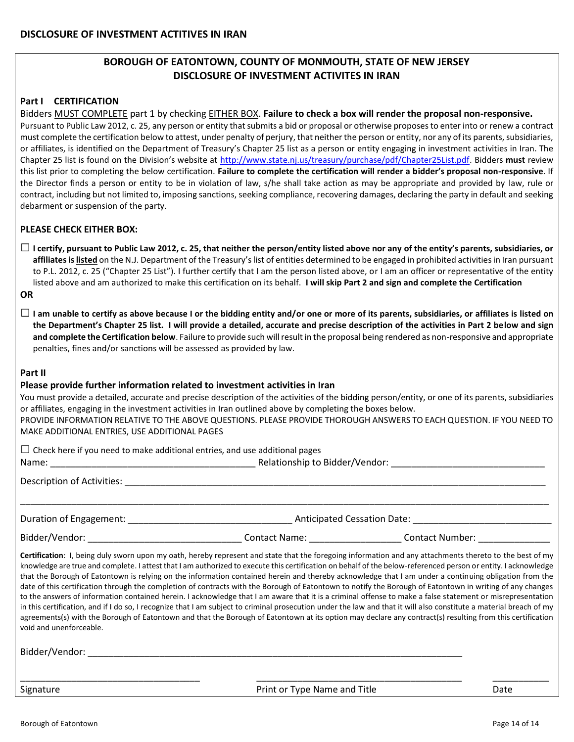## DISCLOSURE OF INVESTMENT ACTITIVES IN IRAN

### BOROUGH OF EATONTOWN, COUNTY OF MONMOUTH, STATE OF NEW JERSEY
### DISCLOSURE OF INVESTMENT ACTIVITES IN IRAN

**Part I CERTIFICATION**

Bidders MUST COMPLETE part 1 by checking EITHER BOX. **Failure to check a box will render the proposal non-responsive.**
Pursuant to Public Law 2012, c. 25, any person or entity that submits a bid or proposal or otherwise proposes to enter into or renew a contract must complete the certification below to attest, under penalty of perjury, that neither the person or entity, nor any of its parents, subsidiaries, or affiliates, is identified on the Department of Treasury's Chapter 25 list as a person or entity engaging in investment activities in Iran. The Chapter 25 list is found on the Division's website at http://www.state.nj.us/treasury/purchase/pdf/Chapter25List.pdf. Bidders **must** review this list prior to completing the below certification. **Failure to complete the certification will render a bidder's proposal non-responsive**. If the Director finds a person or entity to be in violation of law, s/he shall take action as may be appropriate and provided by law, rule or contract, including but not limited to, imposing sanctions, seeking compliance, recovering damages, declaring the party in default and seeking debarment or suspension of the party.

**PLEASE CHECK EITHER BOX:**

☐ **I certify, pursuant to Public Law 2012, c. 25, that neither the person/entity listed above nor any of the entity's parents, subsidiaries, or affiliates is listed** on the N.J. Department of the Treasury's list of entities determined to be engaged in prohibited activities in Iran pursuant to P.L. 2012, c. 25 ("Chapter 25 List"). I further certify that I am the person listed above, or I am an officer or representative of the entity listed above and am authorized to make this certification on its behalf. **I will skip Part 2 and sign and complete the Certification**

**OR**

☐ **I am unable to certify as above because I or the bidding entity and/or one or more of its parents, subsidiaries, or affiliates is listed on the Department's Chapter 25 list. I will provide a detailed, accurate and precise description of the activities in Part 2 below and sign and complete the Certification below**. Failure to provide such will result in the proposal being rendered as non-responsive and appropriate penalties, fines and/or sanctions will be assessed as provided by law.

**Part II**

**Please provide further information related to investment activities in Iran**

You must provide a detailed, accurate and precise description of the activities of the bidding person/entity, or one of its parents, subsidiaries or affiliates, engaging in the investment activities in Iran outlined above by completing the boxes below.
PROVIDE INFORMATION RELATIVE TO THE ABOVE QUESTIONS. PLEASE PROVIDE THOROUGH ANSWERS TO EACH QUESTION. IF YOU NEED TO MAKE ADDITIONAL ENTRIES, USE ADDITIONAL PAGES

☐ Check here if you need to make additional entries, and use additional pages

Name: ________________________________________ Relationship to Bidder/Vendor: ______________________________

Description of Activities: ____________________________________________________________________________________

_____________________________________________________________________________________________________

Duration of Engagement: _______________________________ Anticipated Cessation Date: ___________________________

Bidder/Vendor: _____________________________ Contact Name: _________________ Contact Number: ______________

**Certification**: I, being duly sworn upon my oath, hereby represent and state that the foregoing information and any attachments thereto to the best of my knowledge are true and complete. I attest that I am authorized to execute this certification on behalf of the below-referenced person or entity. I acknowledge that the Borough of Eatontown is relying on the information contained herein and thereby acknowledge that I am under a continuing obligation from the date of this certification through the completion of contracts with the Borough of Eatontown to notify the Borough of Eatontown in writing of any changes to the answers of information contained herein. I acknowledge that I am aware that it is a criminal offense to make a false statement or misrepresentation in this certification, and if I do so, I recognize that I am subject to criminal prosecution under the law and that it will also constitute a material breach of my agreements(s) with the Borough of Eatontown and that the Borough of Eatontown at its option may declare any contract(s) resulting from this certification void and unenforceable.

Bidder/Vendor: ___________________________________________________________________________

___________________________________ ________________________________________ ___________
Signature Print or Type Name and Title Date